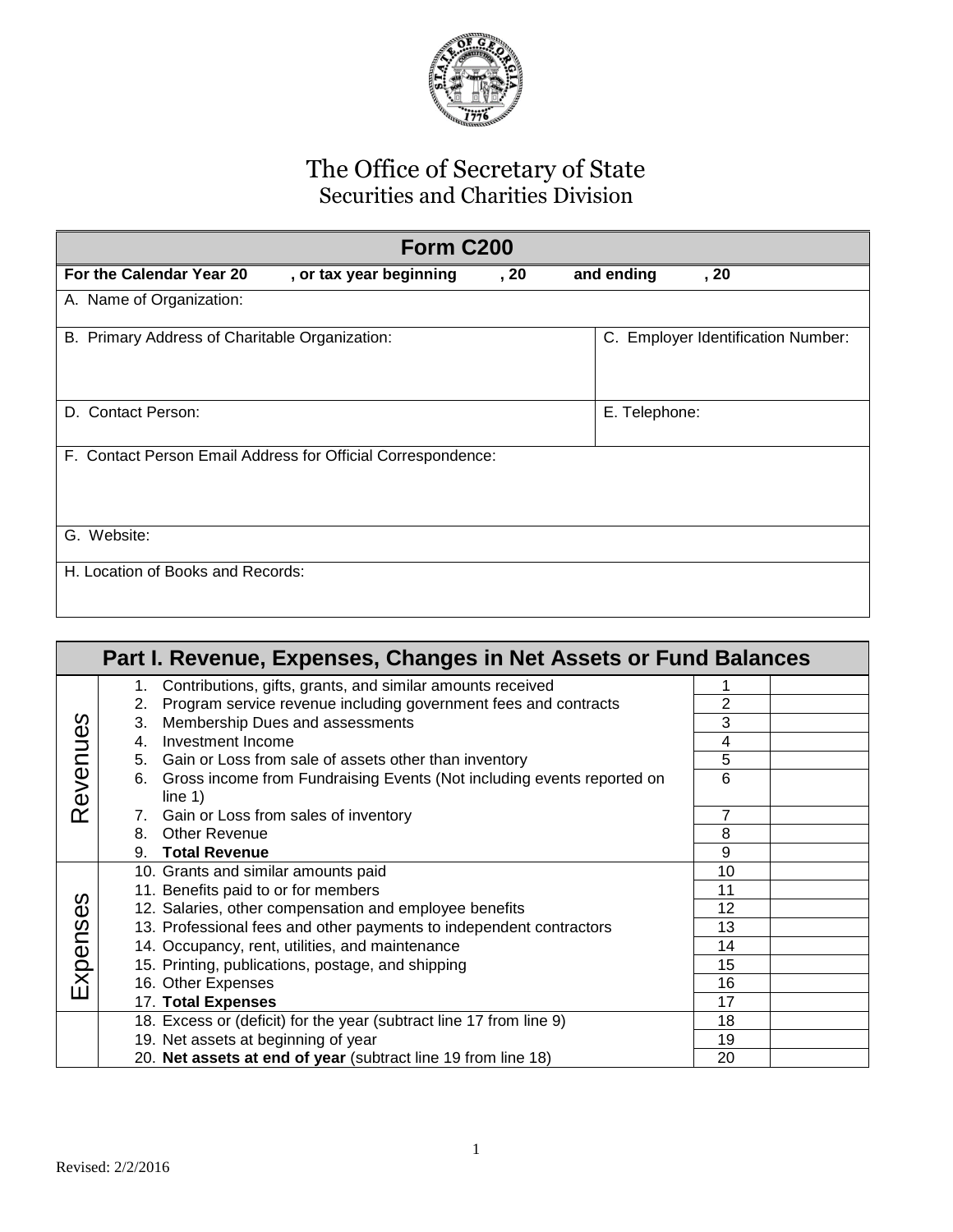# The Office of Secretary of State
## Securities and Charities Division

| Form C200 | |
|---|---|
| **For the Calendar Year 20 , or tax year beginning , 20 and ending , 20** | |
| A. Name of Organization: | |
| B. Primary Address of Charitable Organization: | C. Employer Identification Number: |
| D. Contact Person: | E. Telephone: |
| F. Contact Person Email Address for Official Correspondence: | |
| G. Website: | |
| H. Location of Books and Records: | |

| Part I. Revenue, Expenses, Changes in Net Assets or Fund Balances | | | |
|---|---|---|---|
| Revenues | 1. Contributions, gifts, grants, and similar amounts received | 1 | |
| | 2. Program service revenue including government fees and contracts | 2 | |
| | 3. Membership Dues and assessments | 3 | |
| | 4. Investment Income | 4 | |
| | 5. Gain or Loss from sale of assets other than inventory | 5 | |
| | 6. Gross income from Fundraising Events (Not including events reported on line 1) | 6 | |
| | 7. Gain or Loss from sales of inventory | 7 | |
| | 8. Other Revenue | 8 | |
| | 9. **Total Revenue** | 9 | |
| Expenses | 10. Grants and similar amounts paid | 10 | |
| | 11. Benefits paid to or for members | 11 | |
| | 12. Salaries, other compensation and employee benefits | 12 | |
| | 13. Professional fees and other payments to independent contractors | 13 | |
| | 14. Occupancy, rent, utilities, and maintenance | 14 | |
| | 15. Printing, publications, postage, and shipping | 15 | |
| | 16. Other Expenses | 16 | |
| | 17. **Total Expenses** | 17 | |
| | 18. Excess or (deficit) for the year (subtract line 17 from line 9) | 18 | |
| | 19. Net assets at beginning of year | 19 | |
| | 20. **Net assets at end of year** (subtract line 19 from line 18) | 20 | |

Revised: 2/2/2016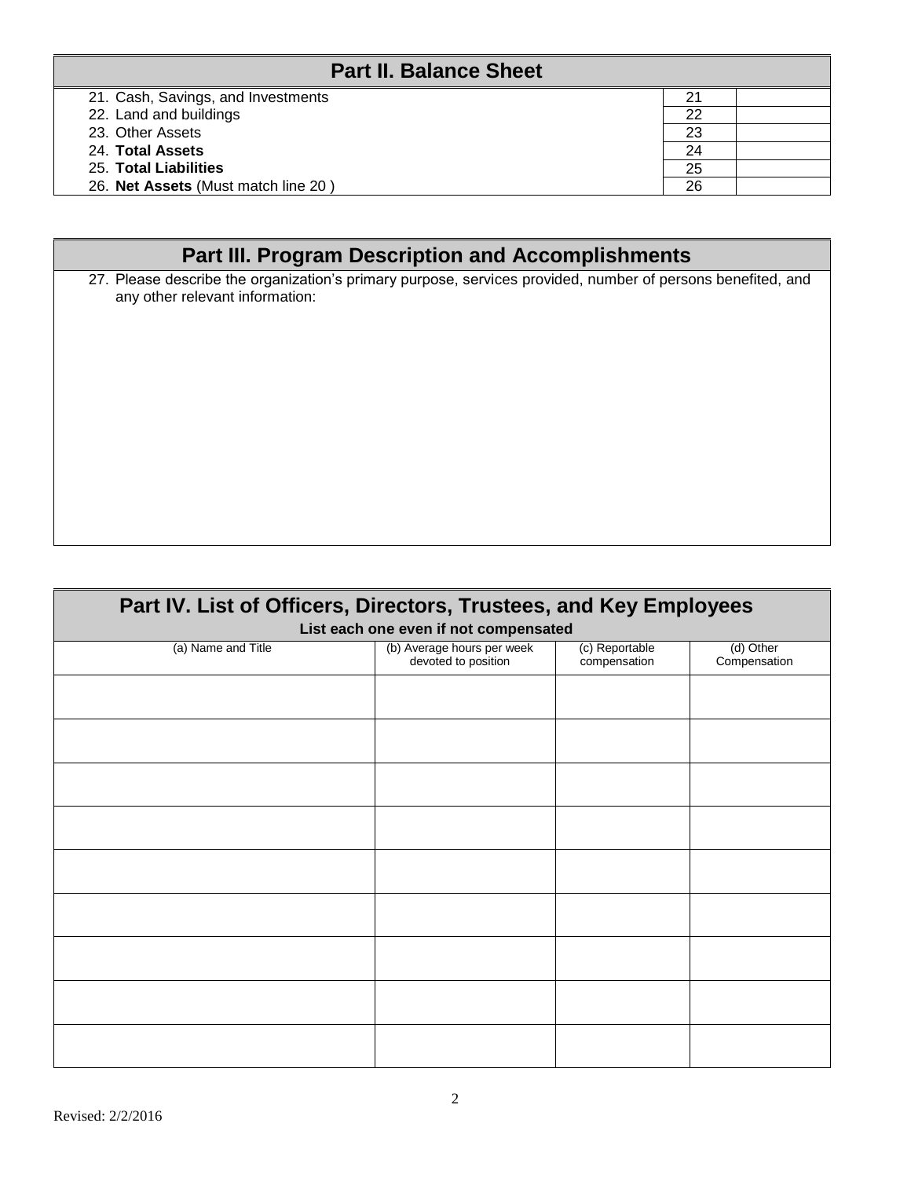## Part II. Balance Sheet

| | | |
|---|---|---|
| 21. Cash, Savings, and Investments | 21 | |
| 22. Land and buildings | 22 | |
| 23. Other Assets | 23 | |
| 24. **Total Assets** | 24 | |
| 25. **Total Liabilities** | 25 | |
| 26. **Net Assets** (Must match line 20 ) | 26 | |

## Part III. Program Description and Accomplishments

27. Please describe the organization's primary purpose, services provided, number of persons benefited, and any other relevant information:

## Part IV. List of Officers, Directors, Trustees, and Key Employees

**List each one even if not compensated**

| (a) Name and Title | (b) Average hours per week devoted to position | (c) Reportable compensation | (d) Other Compensation |
|---|---|---|---|
| | | | |
| | | | |
| | | | |
| | | | |
| | | | |
| | | | |
| | | | |
| | | | |
| | | | |

Revised: 2/2/2016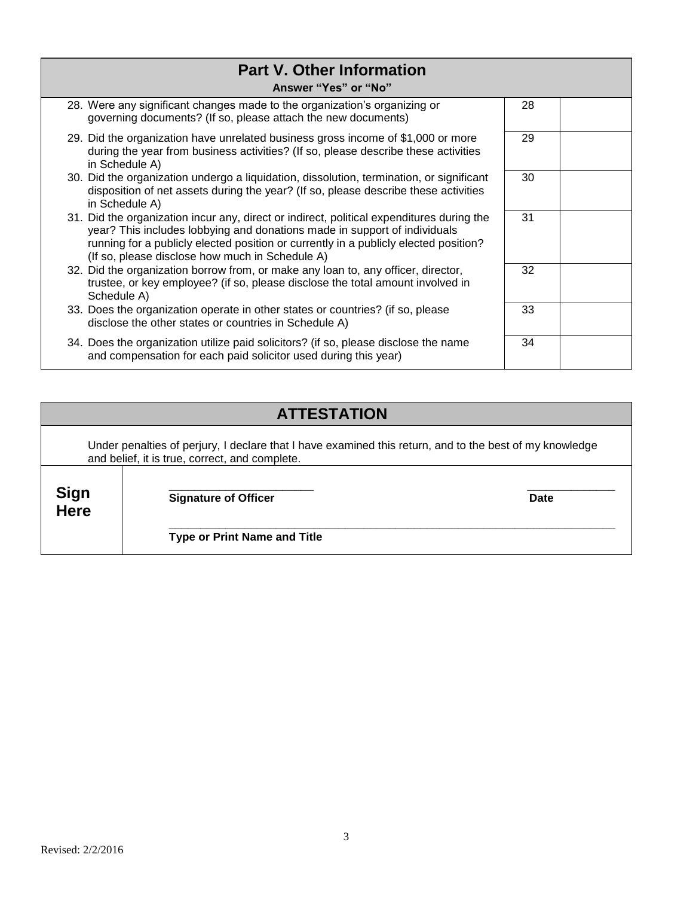## Part V. Other Information

**Answer "Yes" or "No"**

| Question | Line | Answer |
|---|---|---|
| 28. Were any significant changes made to the organization's organizing or governing documents? (If so, please attach the new documents) | 28 | |
| 29. Did the organization have unrelated business gross income of $1,000 or more during the year from business activities? (If so, please describe these activities in Schedule A) | 29 | |
| 30. Did the organization undergo a liquidation, dissolution, termination, or significant disposition of net assets during the year? (If so, please describe these activities in Schedule A) | 30 | |
| 31. Did the organization incur any, direct or indirect, political expenditures during the year? This includes lobbying and donations made in support of individuals running for a publicly elected position or currently in a publicly elected position? (If so, please disclose how much in Schedule A) | 31 | |
| 32. Did the organization borrow from, or make any loan to, any officer, director, trustee, or key employee? (if so, please disclose the total amount involved in Schedule A) | 32 | |
| 33. Does the organization operate in other states or countries? (if so, please disclose the other states or countries in Schedule A) | 33 | |
| 34. Does the organization utilize paid solicitors? (if so, please disclose the name and compensation for each paid solicitor used during this year) | 34 | |

## ATTESTATION

Under penalties of perjury, I declare that I have examined this return, and to the best of my knowledge and belief, it is true, correct, and complete.

**Sign Here**

______________________ **Signature of Officer** ______________ **Date**

______________________________________________________________

**Type or Print Name and Title**

Revised: 2/2/2016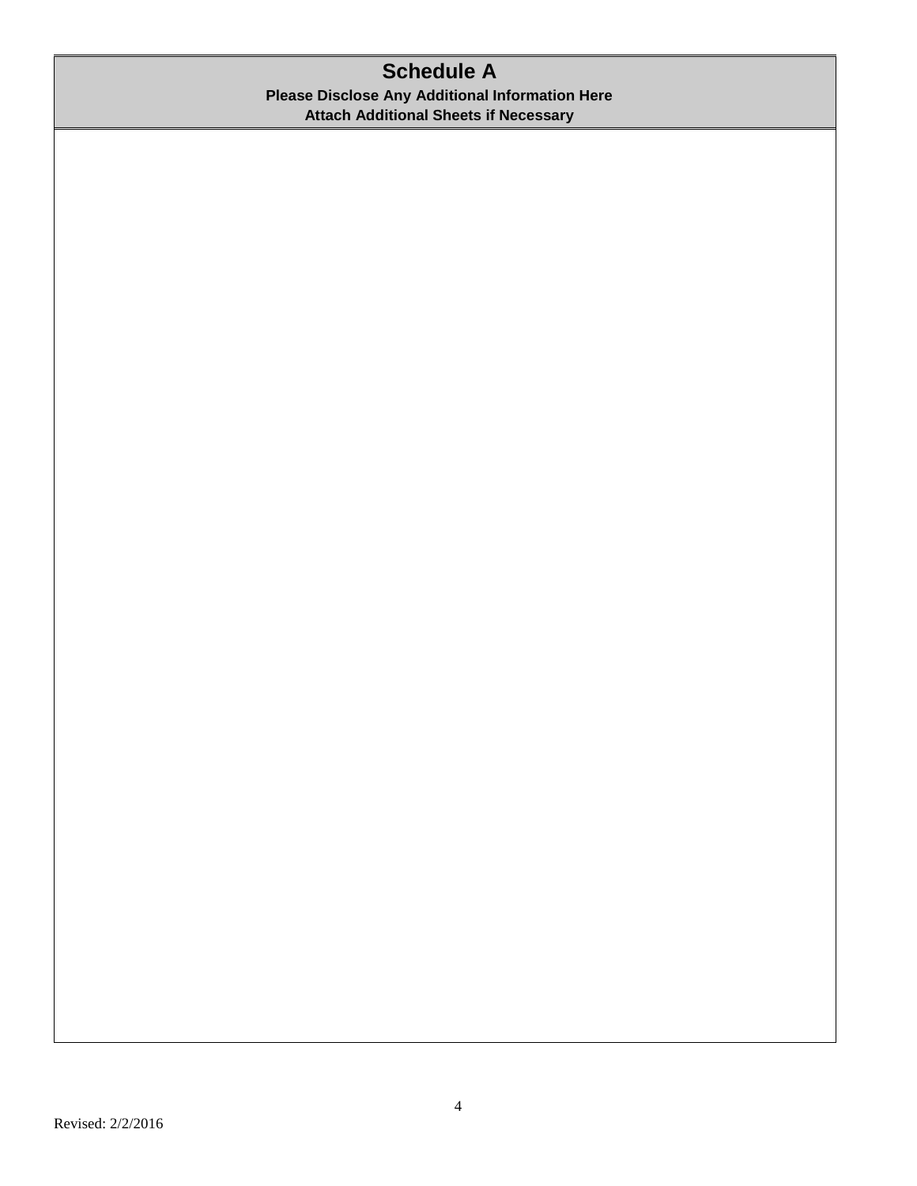# Schedule A

**Please Disclose Any Additional Information Here**

**Attach Additional Sheets if Necessary**

Revised: 2/2/2016